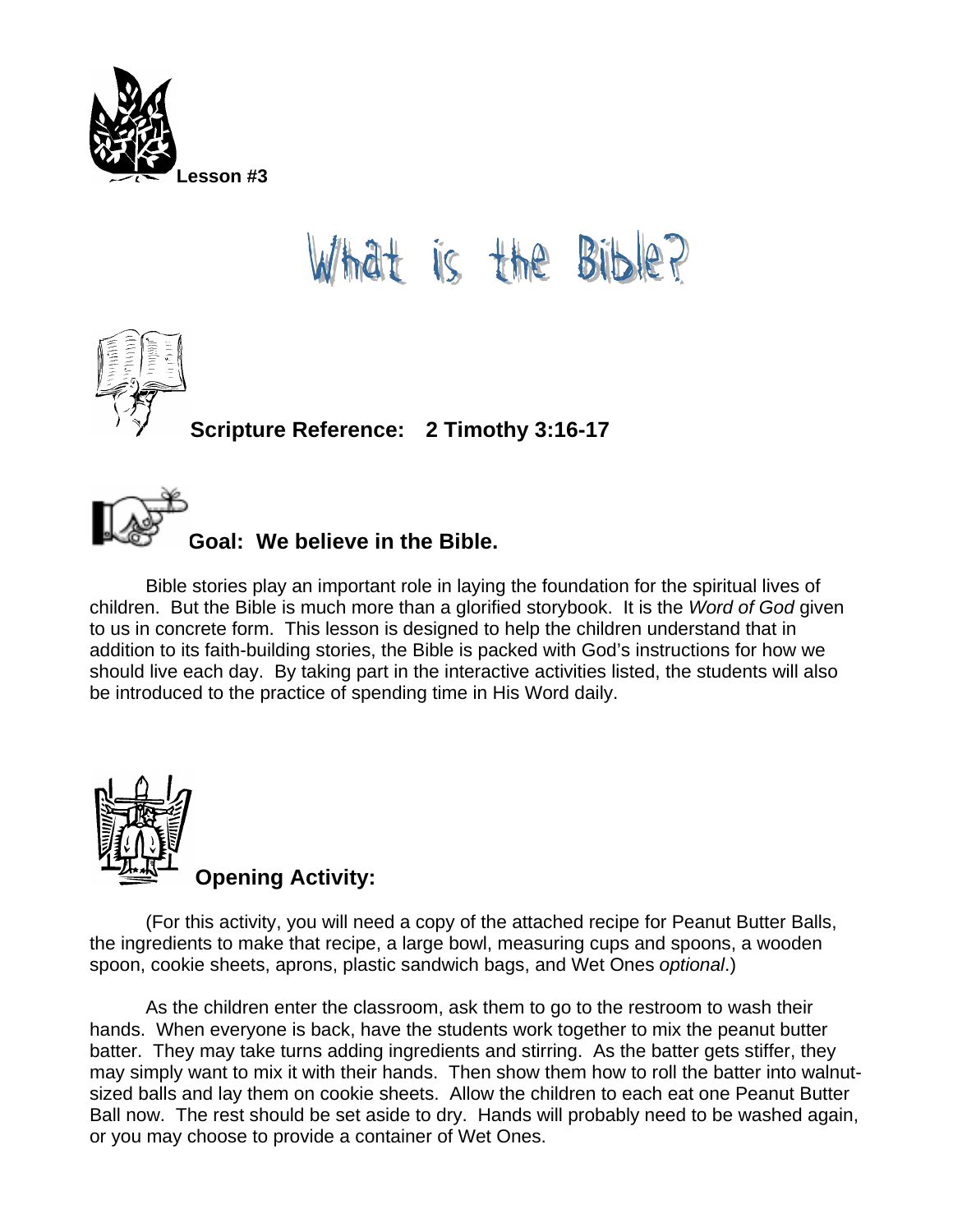**Lesson #3**

# What is the Bible?

**Scripture Reference: 2 Timothy 3:16-17**

**Goal: We believe in the Bible.**

Bible stories play an important role in laying the foundation for the spiritual lives of children. But the Bible is much more than a glorified storybook. It is the *Word of God* given to us in concrete form. This lesson is designed to help the children understand that in addition to its faith-building stories, the Bible is packed with God's instructions for how we should live each day. By taking part in the interactive activities listed, the students will also be introduced to the practice of spending time in His Word daily.

**Opening Activity:**

(For this activity, you will need a copy of the attached recipe for Peanut Butter Balls, the ingredients to make that recipe, a large bowl, measuring cups and spoons, a wooden spoon, cookie sheets, aprons, plastic sandwich bags, and Wet Ones *optional*.)

As the children enter the classroom, ask them to go to the restroom to wash their hands. When everyone is back, have the students work together to mix the peanut butter batter. They may take turns adding ingredients and stirring. As the batter gets stiffer, they may simply want to mix it with their hands. Then show them how to roll the batter into walnut-sized balls and lay them on cookie sheets. Allow the children to each eat one Peanut Butter Ball now. The rest should be set aside to dry. Hands will probably need to be washed again, or you may choose to provide a container of Wet Ones.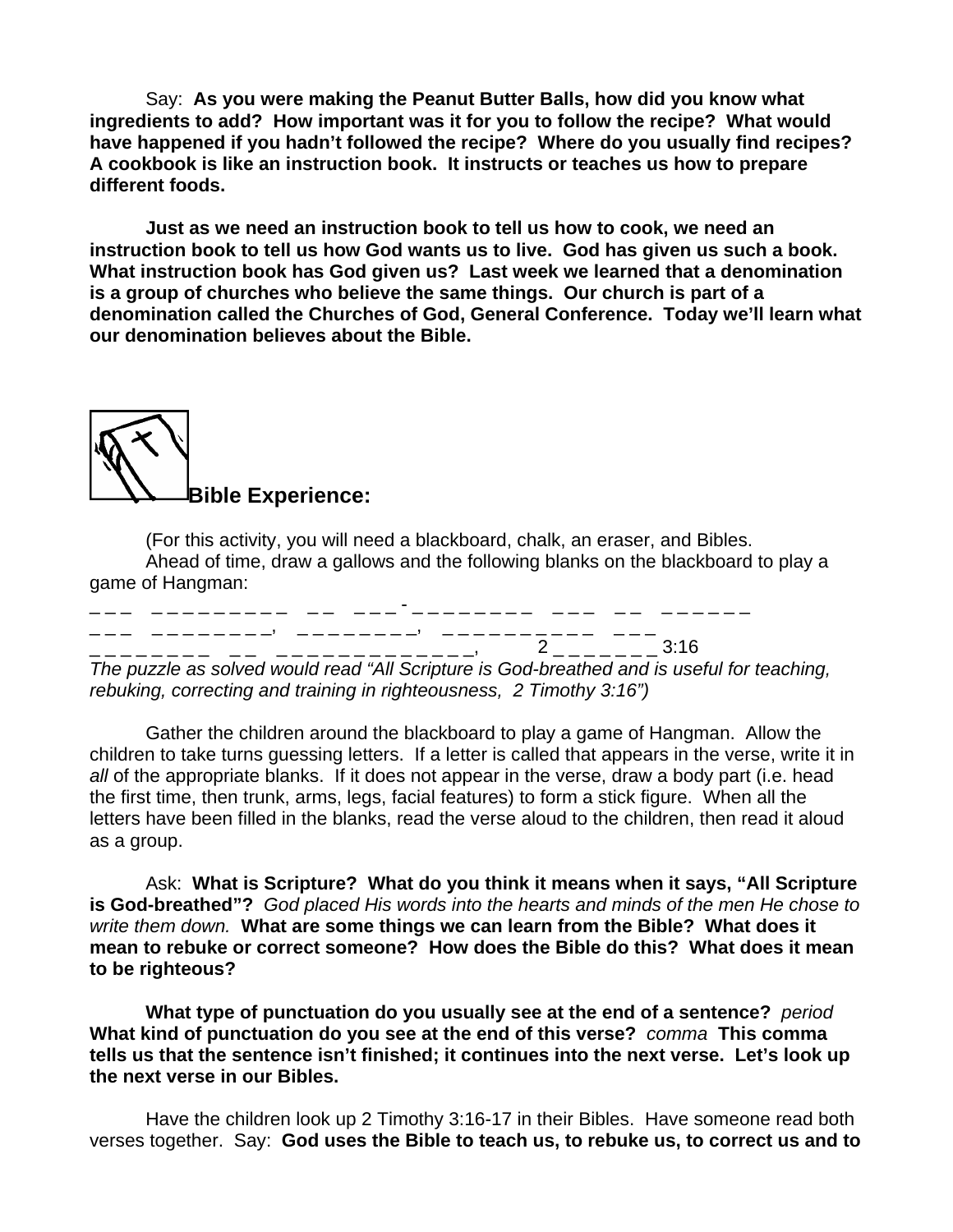Say: **As you were making the Peanut Butter Balls, how did you know what ingredients to add? How important was it for you to follow the recipe? What would have happened if you hadn't followed the recipe? Where do you usually find recipes? A cookbook is like an instruction book. It instructs or teaches us how to prepare different foods.**

**Just as we need an instruction book to tell us how to cook, we need an instruction book to tell us how God wants us to live. God has given us such a book. What instruction book has God given us? Last week we learned that a denomination is a group of churches who believe the same things. Our church is part of a denomination called the Churches of God, General Conference. Today we'll learn what our denomination believes about the Bible.**

## Bible Experience:

(For this activity, you will need a blackboard, chalk, an eraser, and Bibles.

Ahead of time, draw a gallows and the following blanks on the blackboard to play a game of Hangman:

_ _ _   _ _ _ _ _ _ _ _ _   _ _   _ _ _ - _ _ _ _ _ _ _ _   _ _ _   _ _   _ _ _ _ _ _
_ _ _   _ _ _ _ _ _ _ _,   _ _ _ _ _ _ _ _,   _ _ _ _ _ _ _ _ _ _   _ _ _
_ _ _ _ _ _ _ _   _ _   _ _ _ _ _ _ _ _ _ _ _ _ _ _,   2 _ _ _ _ _ _ _ 3:16

*The puzzle as solved would read "All Scripture is God-breathed and is useful for teaching, rebuking, correcting and training in righteousness, 2 Timothy 3:16")*

Gather the children around the blackboard to play a game of Hangman. Allow the children to take turns guessing letters. If a letter is called that appears in the verse, write it in *all* of the appropriate blanks. If it does not appear in the verse, draw a body part (i.e. head the first time, then trunk, arms, legs, facial features) to form a stick figure. When all the letters have been filled in the blanks, read the verse aloud to the children, then read it aloud as a group.

Ask: **What is Scripture? What do you think it means when it says, "All Scripture is God-breathed"?** *God placed His words into the hearts and minds of the men He chose to write them down.* **What are some things we can learn from the Bible? What does it mean to rebuke or correct someone? How does the Bible do this? What does it mean to be righteous?**

**What type of punctuation do you usually see at the end of a sentence?** *period* **What kind of punctuation do you see at the end of this verse?** *comma* **This comma tells us that the sentence isn't finished; it continues into the next verse. Let's look up the next verse in our Bibles.**

Have the children look up 2 Timothy 3:16-17 in their Bibles. Have someone read both verses together. Say: **God uses the Bible to teach us, to rebuke us, to correct us and to**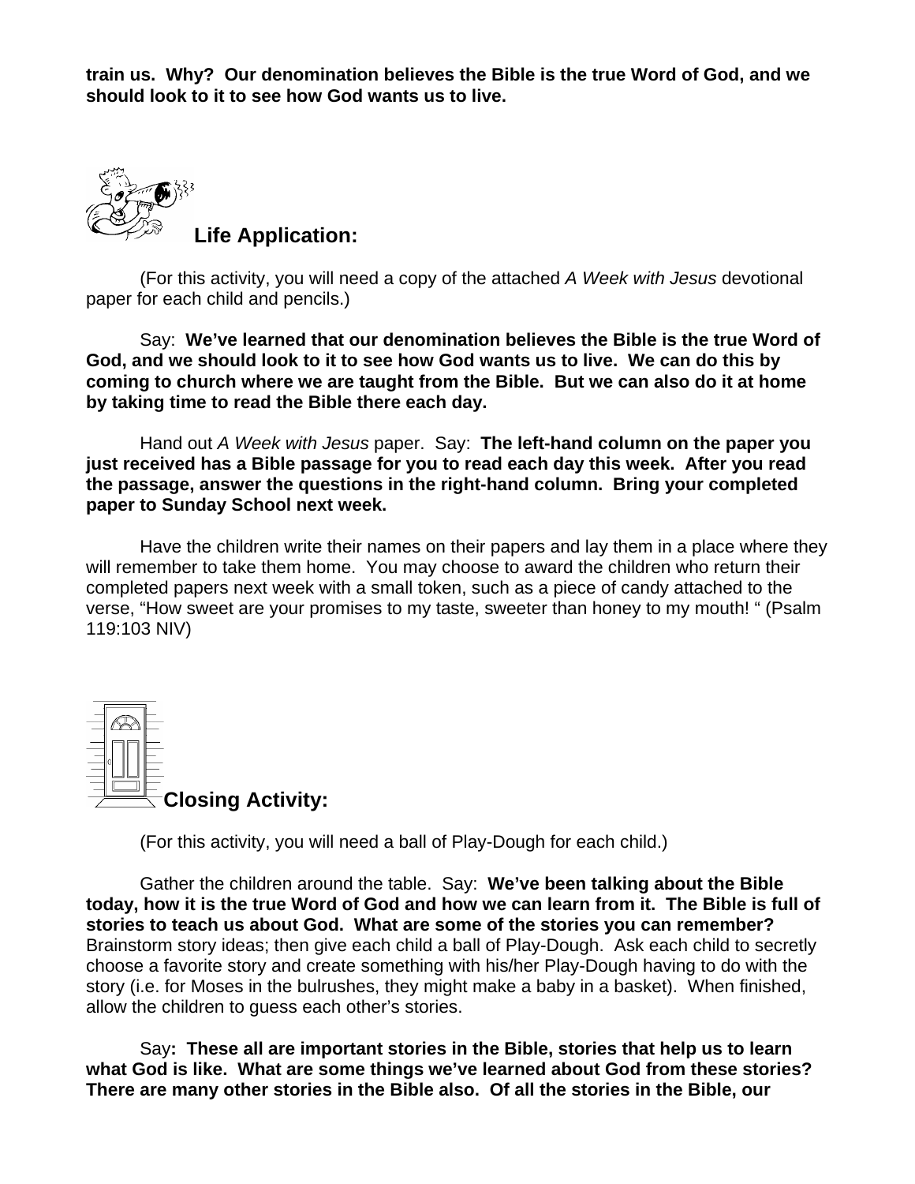**train us. Why? Our denomination believes the Bible is the true Word of God, and we should look to it to see how God wants us to live.**

## Life Application:

(For this activity, you will need a copy of the attached *A Week with Jesus* devotional paper for each child and pencils.)

Say: **We've learned that our denomination believes the Bible is the true Word of God, and we should look to it to see how God wants us to live. We can do this by coming to church where we are taught from the Bible. But we can also do it at home by taking time to read the Bible there each day.**

Hand out *A Week with Jesus* paper. Say: **The left-hand column on the paper you just received has a Bible passage for you to read each day this week. After you read the passage, answer the questions in the right-hand column. Bring your completed paper to Sunday School next week.**

Have the children write their names on their papers and lay them in a place where they will remember to take them home. You may choose to award the children who return their completed papers next week with a small token, such as a piece of candy attached to the verse, "How sweet are your promises to my taste, sweeter than honey to my mouth! " (Psalm 119:103 NIV)

## Closing Activity:

(For this activity, you will need a ball of Play-Dough for each child.)

Gather the children around the table. Say: **We've been talking about the Bible today, how it is the true Word of God and how we can learn from it. The Bible is full of stories to teach us about God. What are some of the stories you can remember?** Brainstorm story ideas; then give each child a ball of Play-Dough. Ask each child to secretly choose a favorite story and create something with his/her Play-Dough having to do with the story (i.e. for Moses in the bulrushes, they might make a baby in a basket). When finished, allow the children to guess each other's stories.

Say**: These all are important stories in the Bible, stories that help us to learn what God is like. What are some things we've learned about God from these stories? There are many other stories in the Bible also. Of all the stories in the Bible, our**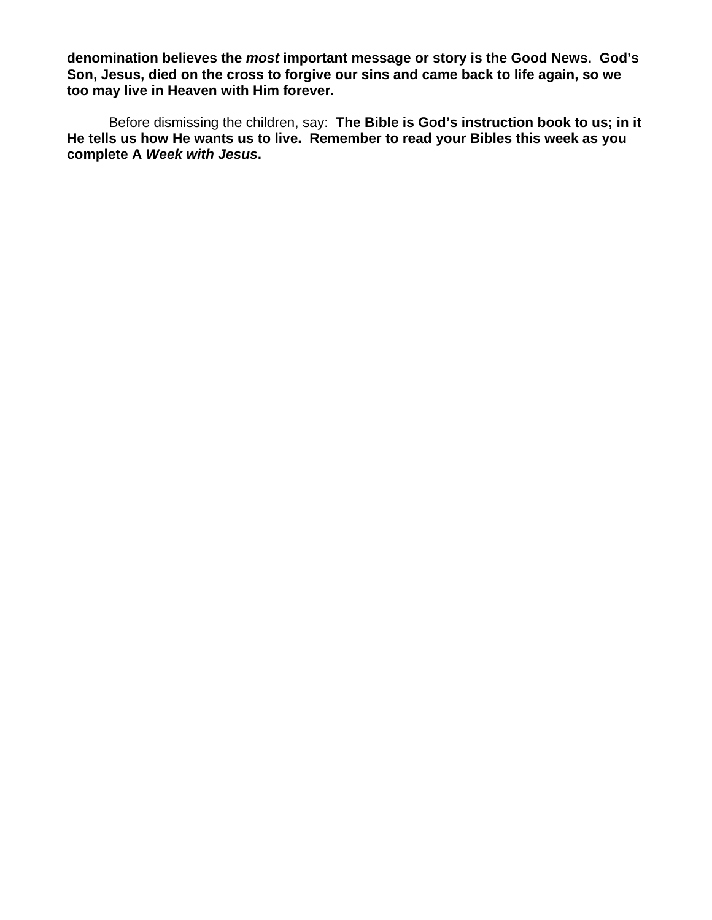**denomination believes the *most* important message or story is the Good News. God's Son, Jesus, died on the cross to forgive our sins and came back to life again, so we too may live in Heaven with Him forever.**

Before dismissing the children, say: **The Bible is God's instruction book to us; in it He tells us how He wants us to live. Remember to read your Bibles this week as you complete A *Week with Jesus*.**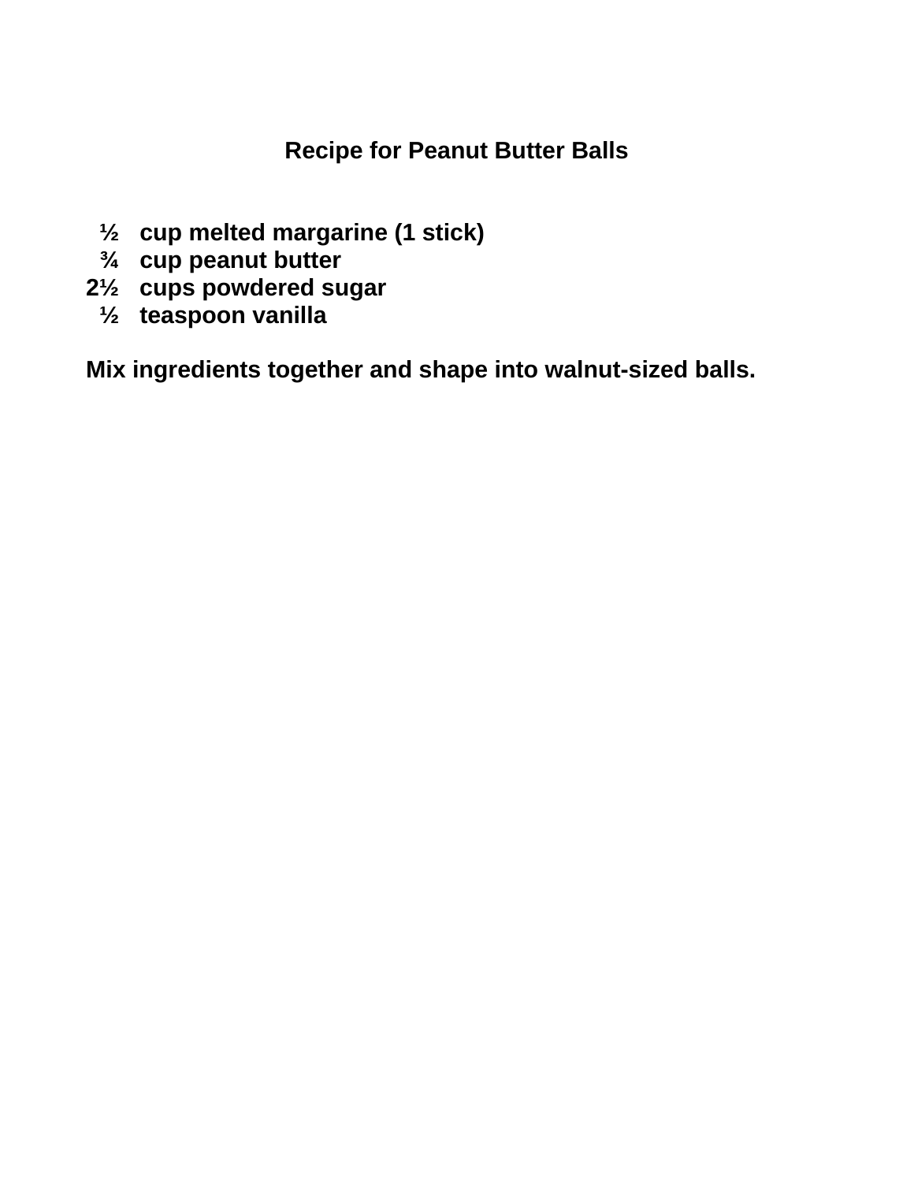## Recipe for Peanut Butter Balls

**½ cup melted margarine (1 stick)**
**¾ cup peanut butter**
**2½ cups powdered sugar**
**½ teaspoon vanilla**

**Mix ingredients together and shape into walnut-sized balls.**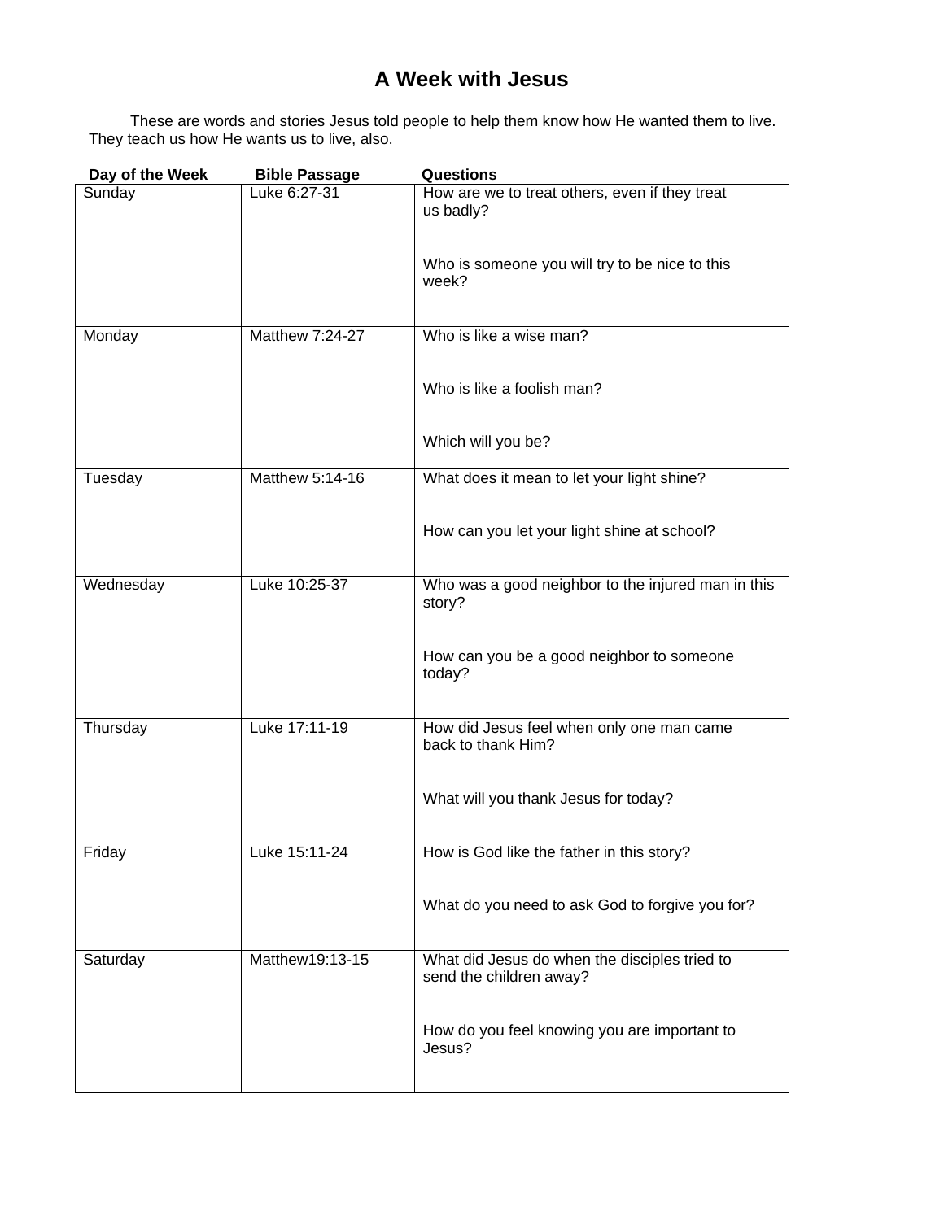# A Week with Jesus

These are words and stories Jesus told people to help them know how He wanted them to live. They teach us how He wants us to live, also.

| Day of the Week | Bible Passage | Questions |
|---|---|---|
| Sunday | Luke 6:27-31 | How are we to treat others, even if they treat us badly?<br><br>Who is someone you will try to be nice to this week? |
| Monday | Matthew 7:24-27 | Who is like a wise man?<br><br>Who is like a foolish man?<br><br>Which will you be? |
| Tuesday | Matthew 5:14-16 | What does it mean to let your light shine?<br><br>How can you let your light shine at school? |
| Wednesday | Luke 10:25-37 | Who was a good neighbor to the injured man in this story?<br><br>How can you be a good neighbor to someone today? |
| Thursday | Luke 17:11-19 | How did Jesus feel when only one man came back to thank Him?<br><br>What will you thank Jesus for today? |
| Friday | Luke 15:11-24 | How is God like the father in this story?<br><br>What do you need to ask God to forgive you for? |
| Saturday | Matthew19:13-15 | What did Jesus do when the disciples tried to send the children away?<br><br>How do you feel knowing you are important to Jesus? |